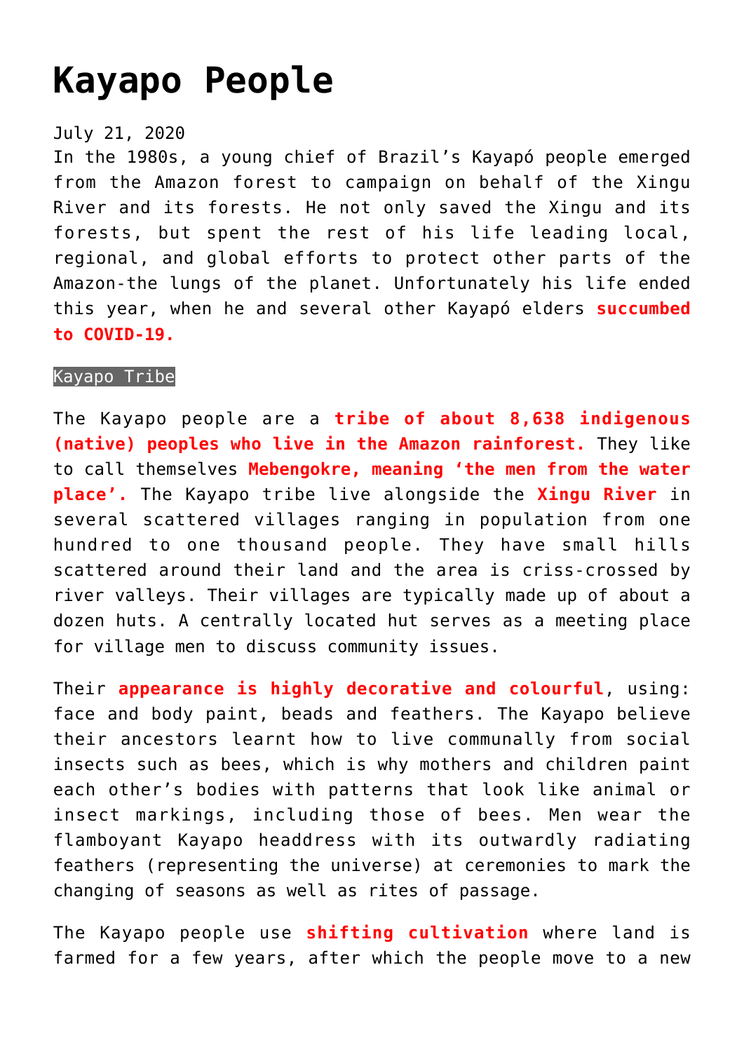# Kayapo People

July 21, 2020

In the 1980s, a young chief of Brazil's Kayapó people emerged from the Amazon forest to campaign on behalf of the Xingu River and its forests. He not only saved the Xingu and its forests, but spent the rest of his life leading local, regional, and global efforts to protect other parts of the Amazon-the lungs of the planet. Unfortunately his life ended this year, when he and several other Kayapó elders **succumbed to COVID-19.**

Kayapo Tribe

The Kayapo people are a **tribe of about 8,638 indigenous (native) peoples who live in the Amazon rainforest.** They like to call themselves **Mebengokre, meaning 'the men from the water place'.** The Kayapo tribe live alongside the **Xingu River** in several scattered villages ranging in population from one hundred to one thousand people. They have small hills scattered around their land and the area is criss-crossed by river valleys. Their villages are typically made up of about a dozen huts. A centrally located hut serves as a meeting place for village men to discuss community issues.

Their **appearance is highly decorative and colourful**, using: face and body paint, beads and feathers. The Kayapo believe their ancestors learnt how to live communally from social insects such as bees, which is why mothers and children paint each other's bodies with patterns that look like animal or insect markings, including those of bees. Men wear the flamboyant Kayapo headdress with its outwardly radiating feathers (representing the universe) at ceremonies to mark the changing of seasons as well as rites of passage.

The Kayapo people use **shifting cultivation** where land is farmed for a few years, after which the people move to a new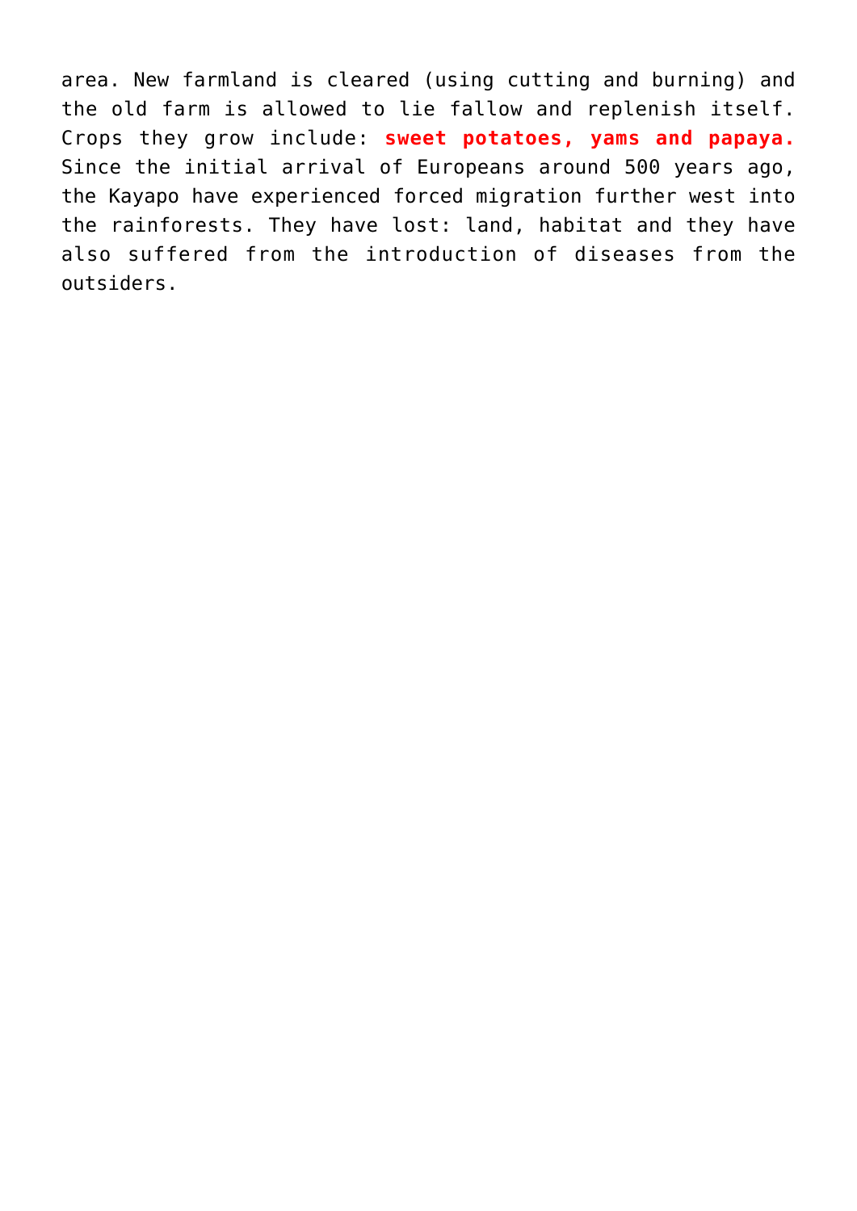area. New farmland is cleared (using cutting and burning) and the old farm is allowed to lie fallow and replenish itself. Crops they grow include: **sweet potatoes, yams and papaya.** Since the initial arrival of Europeans around 500 years ago, the Kayapo have experienced forced migration further west into the rainforests. They have lost: land, habitat and they have also suffered from the introduction of diseases from the outsiders.